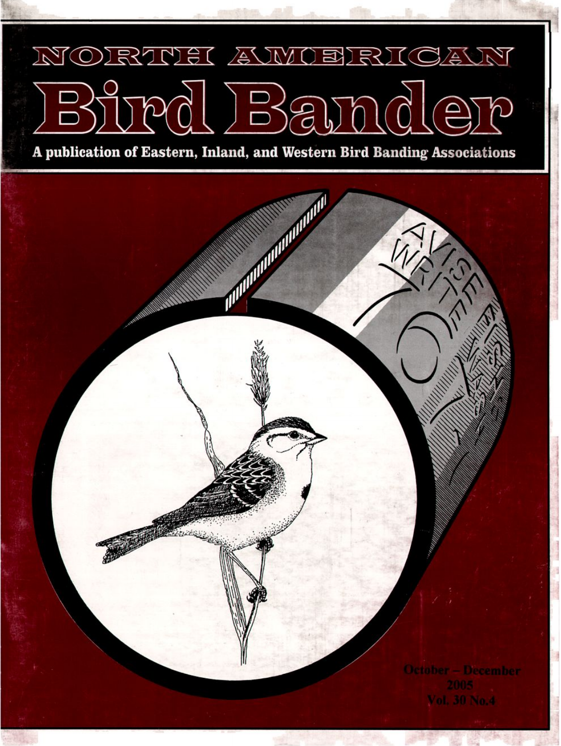# NORTH AMERICAN

# Bird Bander

**A publication of Eastern, Inland, and Western Bird Banding Associations**

October – December
2005
Vol. 30 No.4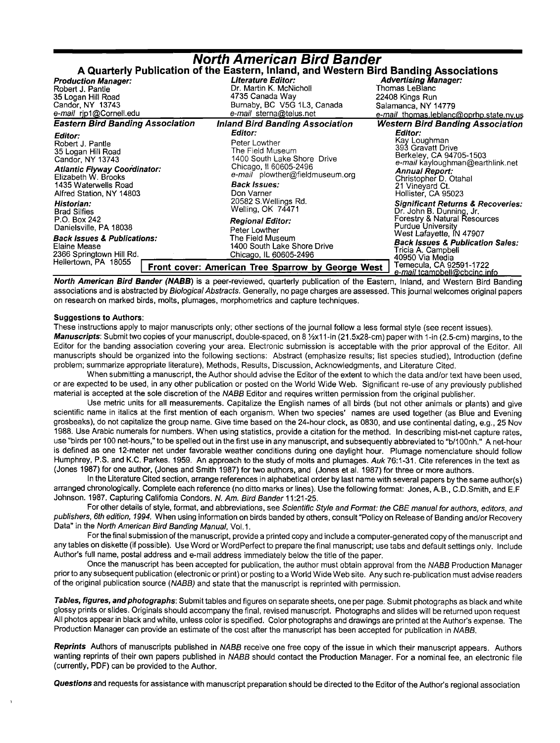# North American Bird Bander

## A Quarterly Publication of the Eastern, Inland, and Western Bird Banding Associations

***Production Manager:***
Robert J. Pantle
35 Logan Hill Road
Candor, NY 13743
*e-mail* rjp1@Cornell.edu

***Literature Editor:***
Dr. Martin K. McNicholl
4735 Canada Way
Burnaby, BC V5G 1L3, Canada
*e-mail* sterna@telus.net

***Advertising Manager:***
Thomas LeBlanc
22408 Kings Run
Salamanca, NY 14779
*e-mail* thomas.leblanc@oprhp.state.ny.us

### *Eastern Bird Banding Association*

***Editor:***
Robert J. Pantle
35 Logan Hill Road
Candor, NY 13743

***Atlantic Flyway Coordinator:***
Elizabeth W. Brooks
1435 Waterwells Road
Alfred Station, NY 14803

***Historian:***
Brad Silfies
P.O. Box 242
Danielsville, PA 18038

***Back Issues & Publications:***
Elaine Mease
2366 Springtown Hill Rd.
Hellertown, PA 18055

### *Inland Bird Banding Association*

***Editor:***
Peter Lowther
The Field Museum
1400 South Lake Shore Drive
Chicago, Il 60605-2496
*e-mail* plowther@fieldmuseum.org

***Back Issues:***
Don Varner
20582 S.Wellings Rd.
Welling, OK 74471

***Regional Editor:***
Peter Lowther
The Field Museum
1400 South Lake Shore Drive
Chicago, IL 60605-2496

### *Western Bird Banding Association*

***Editor:***
Kay Loughman
393 Gravatt Drive
Berkeley, CA 94705-1503
*e-mail* kayloughman@earthlink.net

***Annual Report:***
Christopher D. Otahal
21 Vineyard Ct.
Hollister, CA 95023

***Significant Returns & Recoveries:***
Dr. John B. Dunning, Jr.
Forestry & Natural Resources
Purdue University
West Lafayette, IN 47907

***Back Issues & Publication Sales:***
Tricia A. Campbell
40950 Via Media
Temecula, CA 92591-1722
*e-mail* tcampbell@cbcinc.info

**Front cover: American Tree Sparrow by George West**

***North American Bird Bander (NABB)*** is a peer-reviewed, quarterly publication of the Eastern, Inland, and Western Bird Banding associations and is abstracted by *Biological Abstracts*. Generally, no page charges are assessed. This journal welcomes original papers on research on marked birds, molts, plumages, morphometrics and capture techniques.

**Suggestions to Authors**:

These instructions apply to major manuscripts only; other sections of the journal follow a less formal style (see recent issues).

***Manuscripts***: Submit two copies of your manuscript, double-spaced, on 8 ½x11-in (21.5x28-cm) paper with 1-in (2.5-cm) margins, to the Editor for the banding association covering your area. Electronic submission is acceptable with the prior approval of the Editor. All manuscripts should be organized into the following sections: Abstract (emphasize results; list species studied), Introduction (define problem; summarize appropriate literature), Methods, Results, Discussion, Acknowledgments, and Literature Cited.

When submitting a manuscript, the Author should advise the Editor of the extent to which the data and/or text have been used, or are expected to be used, in any other publication or posted on the World Wide Web. Significant re-use of any previously published material is accepted at the sole discretion of the *NABB* Editor and requires written permission from the original publisher.

Use metric units for all measurements. Capitalize the English names of all birds (but not other animals or plants) and give scientific name in italics at the first mention of each organism. When two species' names are used together (as Blue and Evening grosbeaks), do not capitalize the group name. Give time based on the 24-hour clock, as 0830, and use continental dating, e.g., 25 Nov 1988. Use Arabic numerals for numbers. When using statistics, provide a citation for the method. In describing mist-net capture rates, use "birds per 100 net-hours," to be spelled out in the first use in any manuscript, and subsequently abbreviated to "b/100nh." A net-hour is defined as one 12-meter net under favorable weather conditions during one daylight hour. Plumage nomenclature should follow Humphrey, P.S. and K.C. Parkes. 1959. An approach to the study of molts and plumages. *Auk* 76:1-31. Cite references in the text as (Jones 1987) for one author, (Jones and Smith 1987) for two authors, and (Jones et al. 1987) for three or more authors.

In the Literature Cited section, arrange references in alphabetical order by last name with several papers by the same author(s) arranged chronologically. Complete each reference (no ditto marks or lines). Use the following format: Jones, A.B., C.D.Smith, and E.F Johnson. 1987. Capturing Califomia Condors. *N. Am. Bird Bander* 11:21-25.

For other details of style, format, and abbreviations, see *Scientific Style and Format: the CBE manual for authors, editors, and publishers, 6th edition, 1994.* When using information on birds banded by others, consult "Policy on Release of Banding and/or Recovery Data" in the *North American Bird Banding Manual*, Vol.1.

For the final submission of the manuscript, provide a printed copy and include a computer-generated copy of the manuscript and any tables on diskette (if possible). Use Word or WordPerfect to prepare the final manuscript; use tabs and default settings only. Include Author's full name, postal address and e-mail address immediately below the title of the paper.

Once the manuscript has been accepted for publication, the author must obtain approval from the *NABB* Production Manager prior to any subsequent publication (electronic or print) or posting to a World Wide Web site. Any such re-publication must advise readers of the original publication source (*NABB)* and state that the manuscript is reprinted with permission.

***Tables, figures, and photographs***: Submit tables and figures on separate sheets, one per page. Submit photographs as black and white glossy prints or slides. Originals should accompany the final, revised manuscript. Photographs and slides will be returned upon request All photos appear in black and white, unless color is specified. Color photographs and drawings are printed at the Author's expense. The Production Manager can provide an estimate of the cost after the manuscript has been accepted for publication in *NABB*.

***Reprints*** Authors of manuscripts published in *NABB* receive one free copy of the issue in which their manuscript appears. Authors wanting reprints of their own papers published in *NABB* should contact the Production Manager. For a nominal fee, an electronic file (currently, PDF) can be provided to the Author.

***Questions*** and requests for assistance with manuscript preparation should be directed to the Editor of the Author's regional association